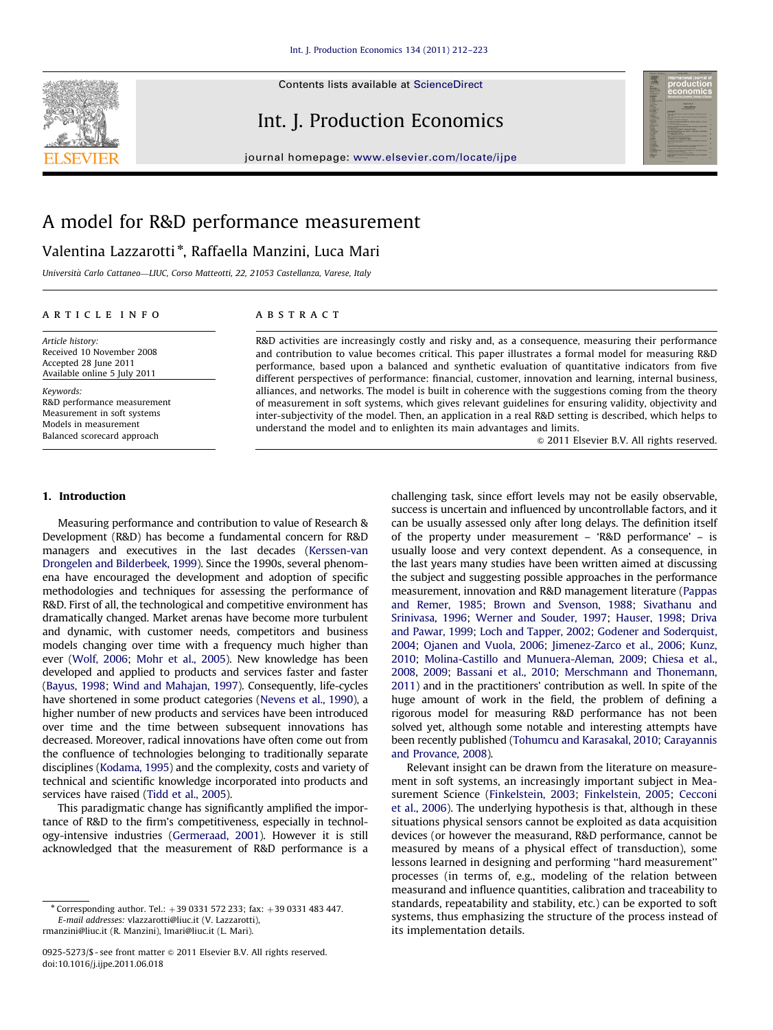# A model for R&D performance measurement

Valentina Lazzarotti *, Raffaella Manzini, Luca Mari

*Università Carlo Cattaneo—LIUC, Corso Matteotti, 22, 21053 Castellanza, Varese, Italy*

**ARTICLE INFO**

*Article history:*
Received 10 November 2008
Accepted 28 June 2011
Available online 5 July 2011

*Keywords:*
R&D performance measurement
Measurement in soft systems
Models in measurement
Balanced scorecard approach

**ABSTRACT**

R&D activities are increasingly costly and risky and, as a consequence, measuring their performance and contribution to value becomes critical. This paper illustrates a formal model for measuring R&D performance, based upon a balanced and synthetic evaluation of quantitative indicators from five different perspectives of performance: financial, customer, innovation and learning, internal business, alliances, and networks. The model is built in coherence with the suggestions coming from the theory of measurement in soft systems, which gives relevant guidelines for ensuring validity, objectivity and inter-subjectivity of the model. Then, an application in a real R&D setting is described, which helps to understand the model and to enlighten its main advantages and limits.

© 2011 Elsevier B.V. All rights reserved.

## 1. Introduction

Measuring performance and contribution to value of Research & Development (R&D) has become a fundamental concern for R&D managers and executives in the last decades (Kerssen-van Drongelen and Bilderbeek, 1999). Since the 1990s, several phenomena have encouraged the development and adoption of specific methodologies and techniques for assessing the performance of R&D. First of all, the technological and competitive environment has dramatically changed. Market arenas have become more turbulent and dynamic, with customer needs, competitors and business models changing over time with a frequency much higher than ever (Wolf, 2006; Mohr et al., 2005). New knowledge has been developed and applied to products and services faster and faster (Bayus, 1998; Wind and Mahajan, 1997). Consequently, life-cycles have shortened in some product categories (Nevens et al., 1990), a higher number of new products and services have been introduced over time and the time between subsequent innovations has decreased. Moreover, radical innovations have often come out from the confluence of technologies belonging to traditionally separate disciplines (Kodama, 1995) and the complexity, costs and variety of technical and scientific knowledge incorporated into products and services have raised (Tidd et al., 2005).

This paradigmatic change has significantly amplified the importance of R&D to the firm's competitiveness, especially in technology-intensive industries (Germeraad, 2001). However it is still acknowledged that the measurement of R&D performance is a challenging task, since effort levels may not be easily observable, success is uncertain and influenced by uncontrollable factors, and it can be usually assessed only after long delays. The definition itself of the property under measurement – 'R&D performance' – is usually loose and very context dependent. As a consequence, in the last years many studies have been written aimed at discussing the subject and suggesting possible approaches in the performance measurement, innovation and R&D management literature (Pappas and Remer, 1985; Brown and Svenson, 1988; Sivathanu and Srinivasa, 1996; Werner and Souder, 1997; Hauser, 1998; Driva and Pawar, 1999; Loch and Tapper, 2002; Godener and Soderquist, 2004; Ojanen and Vuola, 2006; Jimenez-Zarco et al., 2006; Kunz, 2010; Molina-Castillo and Munuera-Aleman, 2009; Chiesa et al., 2008, 2009; Bassani et al., 2010; Merschmann and Thonemann, 2011) and in the practitioners' contribution as well. In spite of the huge amount of work in the field, the problem of defining a rigorous model for measuring R&D performance has not been solved yet, although some notable and interesting attempts have been recently published (Tohumcu and Karasakal, 2010; Carayannis and Provance, 2008).

Relevant insight can be drawn from the literature on measurement in soft systems, an increasingly important subject in Measurement Science (Finkelstein, 2003; Finkelstein, 2005; Cecconi et al., 2006). The underlying hypothesis is that, although in these situations physical sensors cannot be exploited as data acquisition devices (or however the measurand, R&D performance, cannot be measured by means of a physical effect of transduction), some lessons learned in designing and performing "hard measurement" processes (in terms of, e.g., modeling of the relation between measurand and influence quantities, calibration and traceability to standards, repeatability and stability, etc.) can be exported to soft systems, thus emphasizing the structure of the process instead of its implementation details.

* Corresponding author. Tel.: +39 0331 572 233; fax: +39 0331 483 447.
*E-mail addresses:* vlazzarotti@liuc.it (V. Lazzarotti), rmanzini@liuc.it (R. Manzini), lmari@liuc.it (L. Mari).

0925-5273/$ - see front matter © 2011 Elsevier B.V. All rights reserved.
doi:10.1016/j.ijpe.2011.06.018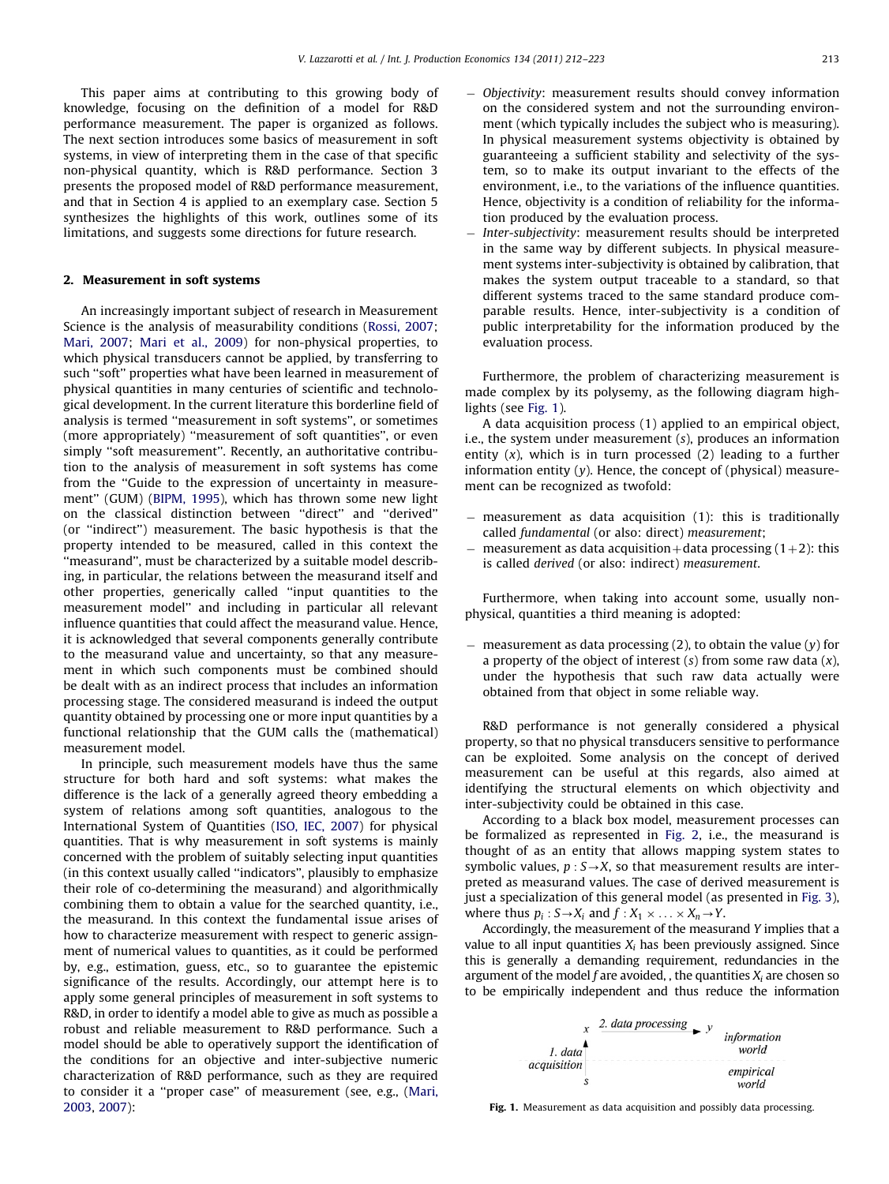This paper aims at contributing to this growing body of knowledge, focusing on the definition of a model for R&D performance measurement. The paper is organized as follows. The next section introduces some basics of measurement in soft systems, in view of interpreting them in the case of that specific non-physical quantity, which is R&D performance. Section 3 presents the proposed model of R&D performance measurement, and that in Section 4 is applied to an exemplary case. Section 5 synthesizes the highlights of this work, outlines some of its limitations, and suggests some directions for future research.

## 2. Measurement in soft systems

An increasingly important subject of research in Measurement Science is the analysis of measurability conditions (Rossi, 2007; Mari, 2007; Mari et al., 2009) for non-physical properties, to which physical transducers cannot be applied, by transferring to such ''soft'' properties what have been learned in measurement of physical quantities in many centuries of scientific and technological development. In the current literature this borderline field of analysis is termed ''measurement in soft systems'', or sometimes (more appropriately) ''measurement of soft quantities'', or even simply ''soft measurement''. Recently, an authoritative contribution to the analysis of measurement in soft systems has come from the ''Guide to the expression of uncertainty in measurement'' (GUM) (BIPM, 1995), which has thrown some new light on the classical distinction between ''direct'' and ''derived'' (or ''indirect'') measurement. The basic hypothesis is that the property intended to be measured, called in this context the ''measurand'', must be characterized by a suitable model describing, in particular, the relations between the measurand itself and other properties, generically called ''input quantities to the measurement model'' and including in particular all relevant influence quantities that could affect the measurand value. Hence, it is acknowledged that several components generally contribute to the measurand value and uncertainty, so that any measurement in which such components must be combined should be dealt with as an indirect process that includes an information processing stage. The considered measurand is indeed the output quantity obtained by processing one or more input quantities by a functional relationship that the GUM calls the (mathematical) measurement model.

In principle, such measurement models have thus the same structure for both hard and soft systems: what makes the difference is the lack of a generally agreed theory embedding a system of relations among soft quantities, analogous to the International System of Quantities (ISO, IEC, 2007) for physical quantities. That is why measurement in soft systems is mainly concerned with the problem of suitably selecting input quantities (in this context usually called ''indicators'', plausibly to emphasize their role of co-determining the measurand) and algorithmically combining them to obtain a value for the searched quantity, i.e., the measurand. In this context the fundamental issue arises of how to characterize measurement with respect to generic assignment of numerical values to quantities, as it could be performed by, e.g., estimation, guess, etc., so to guarantee the epistemic significance of the results. Accordingly, our attempt here is to apply some general principles of measurement in soft systems to R&D, in order to identify a model able to give as much as possible a robust and reliable measurement to R&D performance. Such a model should be able to operatively support the identification of the conditions for an objective and inter-subjective numeric characterization of R&D performance, such as they are required to consider it a ''proper case'' of measurement (see, e.g., (Mari, 2003, 2007):

- *Objectivity*: measurement results should convey information on the considered system and not the surrounding environment (which typically includes the subject who is measuring). In physical measurement systems objectivity is obtained by guaranteeing a sufficient stability and selectivity of the system, so to make its output invariant to the effects of the environment, i.e., to the variations of the influence quantities. Hence, objectivity is a condition of reliability for the information produced by the evaluation process.
- *Inter-subjectivity*: measurement results should be interpreted in the same way by different subjects. In physical measurement systems inter-subjectivity is obtained by calibration, that makes the system output traceable to a standard, so that different systems traced to the same standard produce comparable results. Hence, inter-subjectivity is a condition of public interpretability for the information produced by the evaluation process.

Furthermore, the problem of characterizing measurement is made complex by its polysemy, as the following diagram highlights (see Fig. 1).

A data acquisition process (1) applied to an empirical object, i.e., the system under measurement ($s$), produces an information entity ($x$), which is in turn processed (2) leading to a further information entity ($y$). Hence, the concept of (physical) measurement can be recognized as twofold:

- measurement as data acquisition (1): this is traditionally called *fundamental* (or also: direct) *measurement*;
- measurement as data acquisition + data processing (1 + 2): this is called *derived* (or also: indirect) *measurement*.

Furthermore, when taking into account some, usually non-physical, quantities a third meaning is adopted:

- measurement as data processing (2), to obtain the value ($y$) for a property of the object of interest ($s$) from some raw data ($x$), under the hypothesis that such raw data actually were obtained from that object in some reliable way.

R&D performance is not generally considered a physical property, so that no physical transducers sensitive to performance can be exploited. Some analysis on the concept of derived measurement can be useful at this regards, also aimed at identifying the structural elements on which objectivity and inter-subjectivity could be obtained in this case.

According to a black box model, measurement processes can be formalized as represented in Fig. 2, i.e., the measurand is thought of as an entity that allows mapping system states to symbolic values, $p: S \rightarrow X$, so that measurement results are interpreted as measurand values. The case of derived measurement is just a specialization of this general model (as presented in Fig. 3), where thus $p_i: S \rightarrow X_i$ and $f: X_1 \times \ldots \times X_n \rightarrow Y$.

Accordingly, the measurement of the measurand $Y$ implies that a value to all input quantities $X_i$ has been previously assigned. Since this is generally a demanding requirement, redundancies in the argument of the model $f$ are avoided, , the quantities $X_i$ are chosen so to be empirically independent and thus reduce the information

Fig. 1. Measurement as data acquisition and possibly data processing.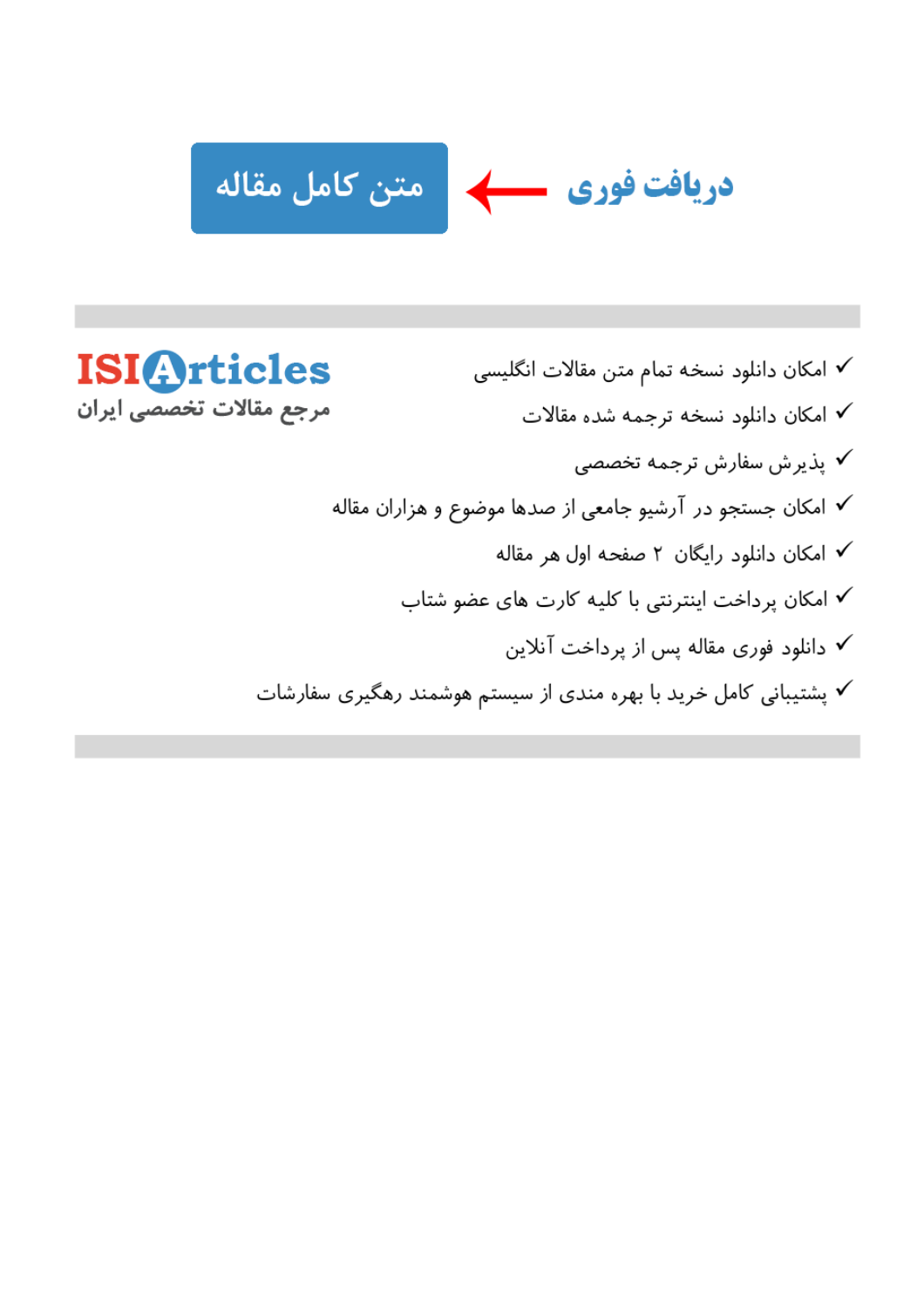**دریافت فوری** ← **متن کامل مقاله**

**ISIArticles**
مرجع مقالات تخصصی ایران

- ✓ امکان دانلود نسخه تمام متن مقالات انگلیسی
- ✓ امکان دانلود نسخه ترجمه شده مقالات
- ✓ پذیرش سفارش ترجمه تخصصی
- ✓ امکان جستجو در آرشیو جامعی از صدها موضوع و هزاران مقاله
- ✓ امکان دانلود رایگان ۲ صفحه اول هر مقاله
- ✓ امکان پرداخت اینترنتی با کلیه کارت های عضو شتاب
- ✓ دانلود فوری مقاله پس از پرداخت آنلاین
- ✓ پشتیبانی کامل خرید با بهره مندی از سیستم هوشمند رهگیری سفارشات